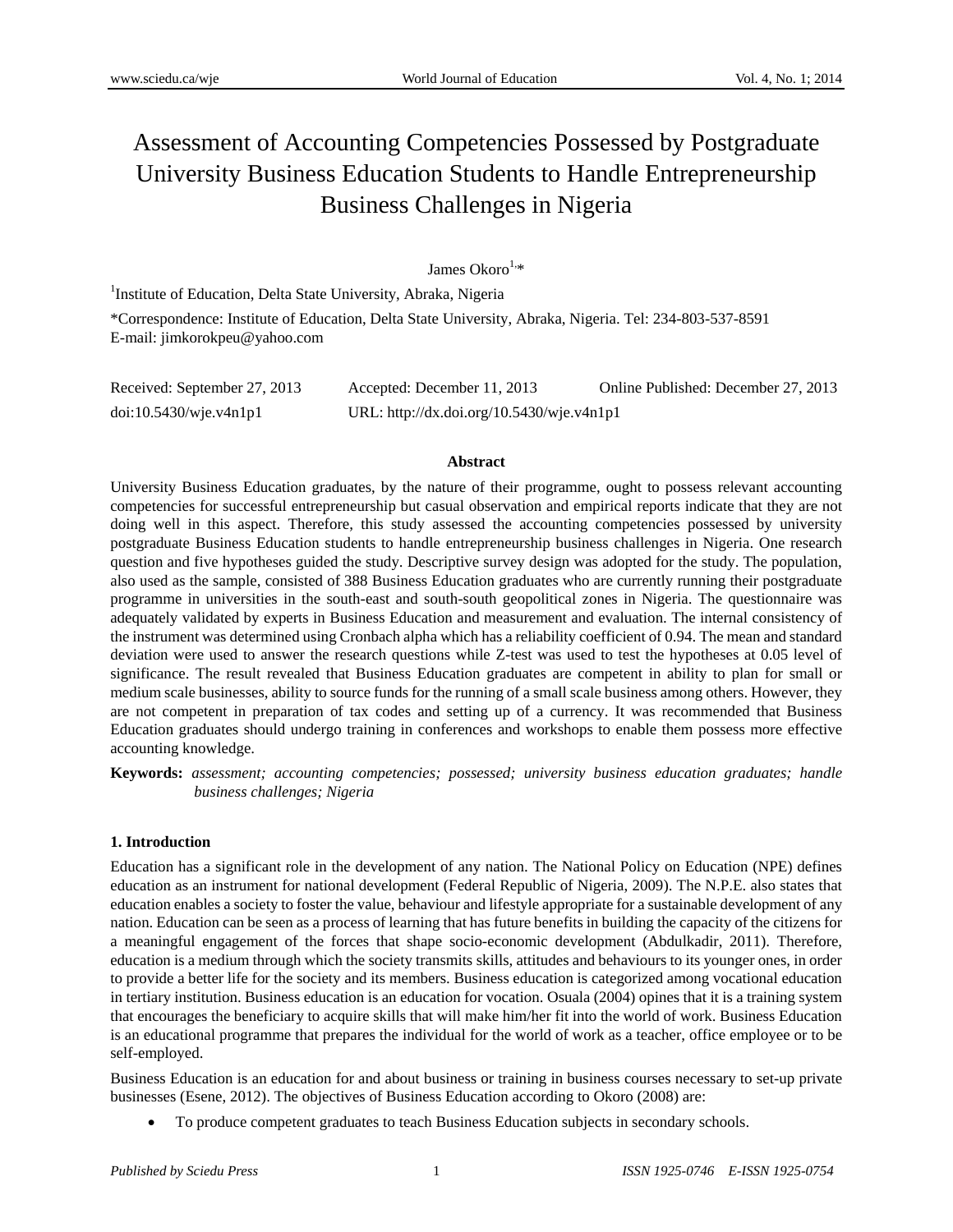# Assessment of Accounting Competencies Possessed by Postgraduate University Business Education Students to Handle Entrepreneurship Business Challenges in Nigeria

James Okoro[1,*]

[1]Institute of Education, Delta State University, Abraka, Nigeria

*Correspondence: Institute of Education, Delta State University, Abraka, Nigeria. Tel: 234-803-537-8591
E-mail: jimkorokpeu@yahoo.com

Received: September 27, 2013 Accepted: December 11, 2013 Online Published: December 27, 2013
doi:10.5430/wje.v4n1p1 URL: http://dx.doi.org/10.5430/wje.v4n1p1

## Abstract

University Business Education graduates, by the nature of their programme, ought to possess relevant accounting competencies for successful entrepreneurship but casual observation and empirical reports indicate that they are not doing well in this aspect. Therefore, this study assessed the accounting competencies possessed by university postgraduate Business Education students to handle entrepreneurship business challenges in Nigeria. One research question and five hypotheses guided the study. Descriptive survey design was adopted for the study. The population, also used as the sample, consisted of 388 Business Education graduates who are currently running their postgraduate programme in universities in the south-east and south-south geopolitical zones in Nigeria. The questionnaire was adequately validated by experts in Business Education and measurement and evaluation. The internal consistency of the instrument was determined using Cronbach alpha which has a reliability coefficient of 0.94. The mean and standard deviation were used to answer the research questions while Z-test was used to test the hypotheses at 0.05 level of significance. The result revealed that Business Education graduates are competent in ability to plan for small or medium scale businesses, ability to source funds for the running of a small scale business among others. However, they are not competent in preparation of tax codes and setting up of a currency. It was recommended that Business Education graduates should undergo training in conferences and workshops to enable them possess more effective accounting knowledge.

**Keywords:** *assessment; accounting competencies; possessed; university business education graduates; handle business challenges; Nigeria*

## 1. Introduction

Education has a significant role in the development of any nation. The National Policy on Education (NPE) defines education as an instrument for national development (Federal Republic of Nigeria, 2009). The N.P.E. also states that education enables a society to foster the value, behaviour and lifestyle appropriate for a sustainable development of any nation. Education can be seen as a process of learning that has future benefits in building the capacity of the citizens for a meaningful engagement of the forces that shape socio-economic development (Abdulkadir, 2011). Therefore, education is a medium through which the society transmits skills, attitudes and behaviours to its younger ones, in order to provide a better life for the society and its members. Business education is categorized among vocational education in tertiary institution. Business education is an education for vocation. Osuala (2004) opines that it is a training system that encourages the beneficiary to acquire skills that will make him/her fit into the world of work. Business Education is an educational programme that prepares the individual for the world of work as a teacher, office employee or to be self-employed.

Business Education is an education for and about business or training in business courses necessary to set-up private businesses (Esene, 2012). The objectives of Business Education according to Okoro (2008) are:

- To produce competent graduates to teach Business Education subjects in secondary schools.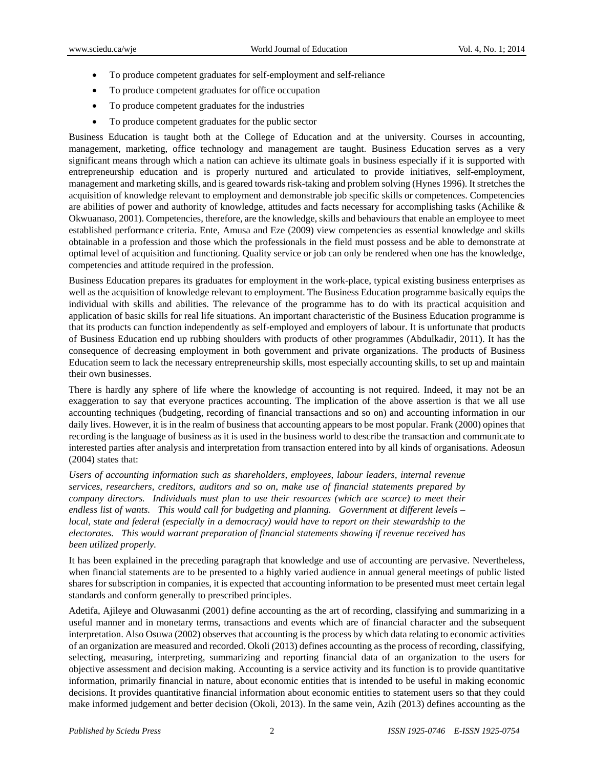- To produce competent graduates for self-employment and self-reliance
- To produce competent graduates for office occupation
- To produce competent graduates for the industries
- To produce competent graduates for the public sector

Business Education is taught both at the College of Education and at the university. Courses in accounting, management, marketing, office technology and management are taught. Business Education serves as a very significant means through which a nation can achieve its ultimate goals in business especially if it is supported with entrepreneurship education and is properly nurtured and articulated to provide initiatives, self-employment, management and marketing skills, and is geared towards risk-taking and problem solving (Hynes 1996). It stretches the acquisition of knowledge relevant to employment and demonstrable job specific skills or competences. Competencies are abilities of power and authority of knowledge, attitudes and facts necessary for accomplishing tasks (Achilike & Okwuanaso, 2001). Competencies, therefore, are the knowledge, skills and behaviours that enable an employee to meet established performance criteria. Ente, Amusa and Eze (2009) view competencies as essential knowledge and skills obtainable in a profession and those which the professionals in the field must possess and be able to demonstrate at optimal level of acquisition and functioning. Quality service or job can only be rendered when one has the knowledge, competencies and attitude required in the profession.

Business Education prepares its graduates for employment in the work-place, typical existing business enterprises as well as the acquisition of knowledge relevant to employment. The Business Education programme basically equips the individual with skills and abilities. The relevance of the programme has to do with its practical acquisition and application of basic skills for real life situations. An important characteristic of the Business Education programme is that its products can function independently as self-employed and employers of labour. It is unfortunate that products of Business Education end up rubbing shoulders with products of other programmes (Abdulkadir, 2011). It has the consequence of decreasing employment in both government and private organizations. The products of Business Education seem to lack the necessary entrepreneurship skills, most especially accounting skills, to set up and maintain their own businesses.

There is hardly any sphere of life where the knowledge of accounting is not required. Indeed, it may not be an exaggeration to say that everyone practices accounting. The implication of the above assertion is that we all use accounting techniques (budgeting, recording of financial transactions and so on) and accounting information in our daily lives. However, it is in the realm of business that accounting appears to be most popular. Frank (2000) opines that recording is the language of business as it is used in the business world to describe the transaction and communicate to interested parties after analysis and interpretation from transaction entered into by all kinds of organisations. Adeosun (2004) states that:

> *Users of accounting information such as shareholders, employees, labour leaders, internal revenue services, researchers, creditors, auditors and so on, make use of financial statements prepared by company directors. Individuals must plan to use their resources (which are scarce) to meet their endless list of wants. This would call for budgeting and planning. Government at different levels – local, state and federal (especially in a democracy) would have to report on their stewardship to the electorates. This would warrant preparation of financial statements showing if revenue received has been utilized properly.*

It has been explained in the preceding paragraph that knowledge and use of accounting are pervasive. Nevertheless, when financial statements are to be presented to a highly varied audience in annual general meetings of public listed shares for subscription in companies, it is expected that accounting information to be presented must meet certain legal standards and conform generally to prescribed principles.

Adetifa, Ajileye and Oluwasanmi (2001) define accounting as the art of recording, classifying and summarizing in a useful manner and in monetary terms, transactions and events which are of financial character and the subsequent interpretation. Also Osuwa (2002) observes that accounting is the process by which data relating to economic activities of an organization are measured and recorded. Okoli (2013) defines accounting as the process of recording, classifying, selecting, measuring, interpreting, summarizing and reporting financial data of an organization to the users for objective assessment and decision making. Accounting is a service activity and its function is to provide quantitative information, primarily financial in nature, about economic entities that is intended to be useful in making economic decisions. It provides quantitative financial information about economic entities to statement users so that they could make informed judgement and better decision (Okoli, 2013). In the same vein, Azih (2013) defines accounting as the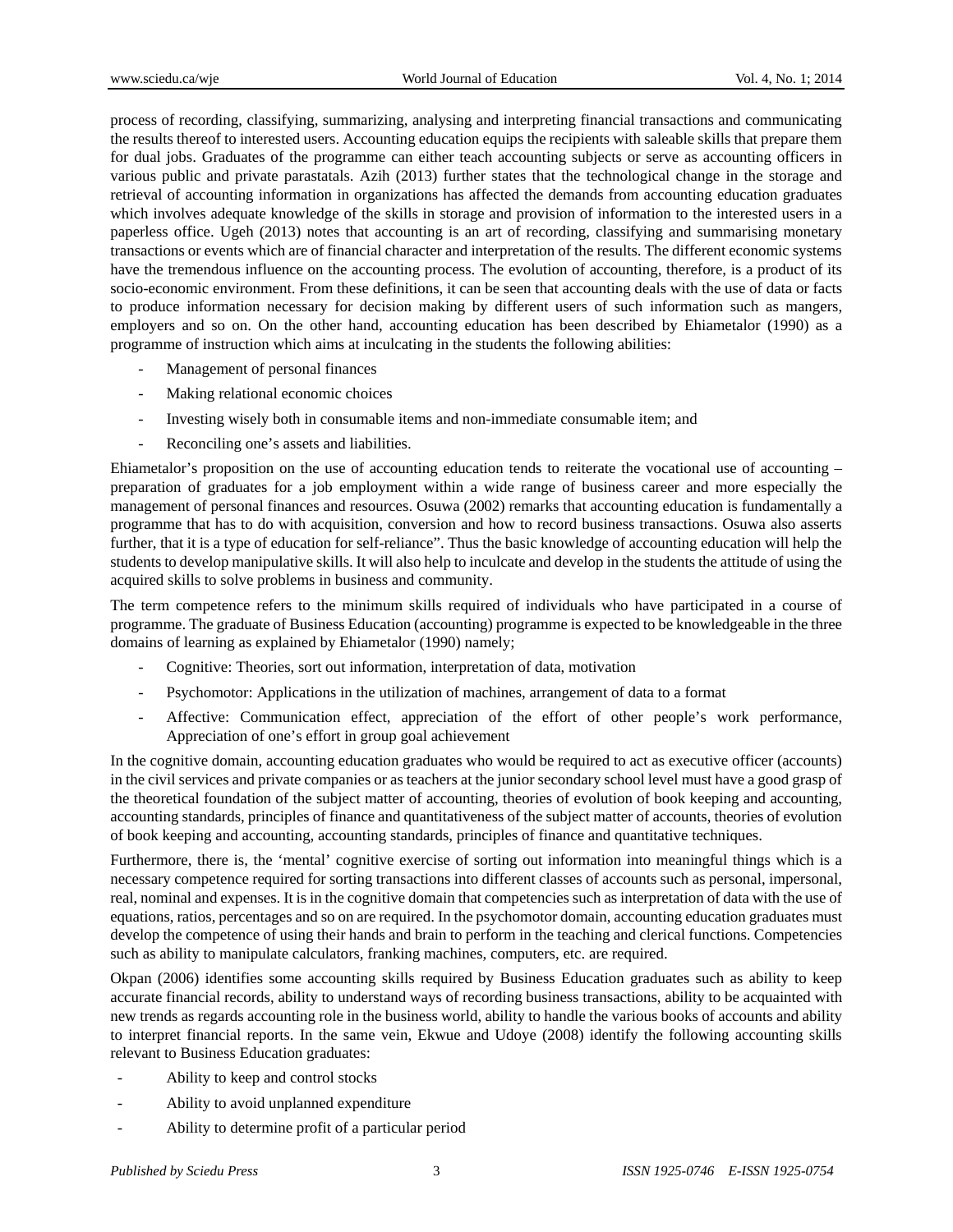process of recording, classifying, summarizing, analysing and interpreting financial transactions and communicating the results thereof to interested users. Accounting education equips the recipients with saleable skills that prepare them for dual jobs. Graduates of the programme can either teach accounting subjects or serve as accounting officers in various public and private parastatals. Azih (2013) further states that the technological change in the storage and retrieval of accounting information in organizations has affected the demands from accounting education graduates which involves adequate knowledge of the skills in storage and provision of information to the interested users in a paperless office. Ugeh (2013) notes that accounting is an art of recording, classifying and summarising monetary transactions or events which are of financial character and interpretation of the results. The different economic systems have the tremendous influence on the accounting process. The evolution of accounting, therefore, is a product of its socio-economic environment. From these definitions, it can be seen that accounting deals with the use of data or facts to produce information necessary for decision making by different users of such information such as mangers, employers and so on. On the other hand, accounting education has been described by Ehiametalor (1990) as a programme of instruction which aims at inculcating in the students the following abilities:

- Management of personal finances
- Making relational economic choices
- Investing wisely both in consumable items and non-immediate consumable item; and
- Reconciling one's assets and liabilities.

Ehiametalor's proposition on the use of accounting education tends to reiterate the vocational use of accounting – preparation of graduates for a job employment within a wide range of business career and more especially the management of personal finances and resources. Osuwa (2002) remarks that accounting education is fundamentally a programme that has to do with acquisition, conversion and how to record business transactions. Osuwa also asserts further, that it is a type of education for self-reliance". Thus the basic knowledge of accounting education will help the students to develop manipulative skills. It will also help to inculcate and develop in the students the attitude of using the acquired skills to solve problems in business and community.

The term competence refers to the minimum skills required of individuals who have participated in a course of programme. The graduate of Business Education (accounting) programme is expected to be knowledgeable in the three domains of learning as explained by Ehiametalor (1990) namely;

- Cognitive: Theories, sort out information, interpretation of data, motivation
- Psychomotor: Applications in the utilization of machines, arrangement of data to a format
- Affective: Communication effect, appreciation of the effort of other people's work performance, Appreciation of one's effort in group goal achievement

In the cognitive domain, accounting education graduates who would be required to act as executive officer (accounts) in the civil services and private companies or as teachers at the junior secondary school level must have a good grasp of the theoretical foundation of the subject matter of accounting, theories of evolution of book keeping and accounting, accounting standards, principles of finance and quantitativeness of the subject matter of accounts, theories of evolution of book keeping and accounting, accounting standards, principles of finance and quantitative techniques.

Furthermore, there is, the 'mental' cognitive exercise of sorting out information into meaningful things which is a necessary competence required for sorting transactions into different classes of accounts such as personal, impersonal, real, nominal and expenses. It is in the cognitive domain that competencies such as interpretation of data with the use of equations, ratios, percentages and so on are required. In the psychomotor domain, accounting education graduates must develop the competence of using their hands and brain to perform in the teaching and clerical functions. Competencies such as ability to manipulate calculators, franking machines, computers, etc. are required.

Okpan (2006) identifies some accounting skills required by Business Education graduates such as ability to keep accurate financial records, ability to understand ways of recording business transactions, ability to be acquainted with new trends as regards accounting role in the business world, ability to handle the various books of accounts and ability to interpret financial reports. In the same vein, Ekwue and Udoye (2008) identify the following accounting skills relevant to Business Education graduates:

- Ability to keep and control stocks
- Ability to avoid unplanned expenditure
- Ability to determine profit of a particular period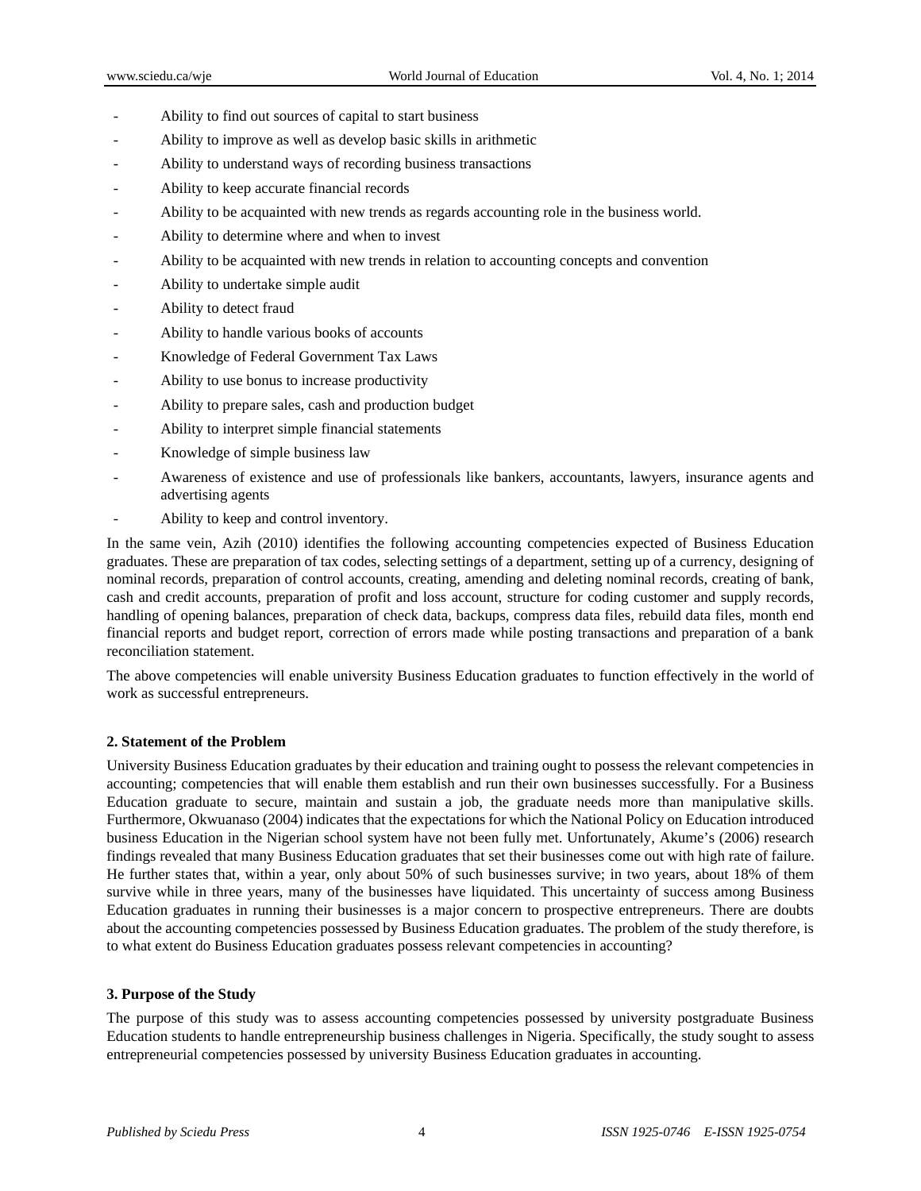- Ability to find out sources of capital to start business
- Ability to improve as well as develop basic skills in arithmetic
- Ability to understand ways of recording business transactions
- Ability to keep accurate financial records
- Ability to be acquainted with new trends as regards accounting role in the business world.
- Ability to determine where and when to invest
- Ability to be acquainted with new trends in relation to accounting concepts and convention
- Ability to undertake simple audit
- Ability to detect fraud
- Ability to handle various books of accounts
- Knowledge of Federal Government Tax Laws
- Ability to use bonus to increase productivity
- Ability to prepare sales, cash and production budget
- Ability to interpret simple financial statements
- Knowledge of simple business law
- Awareness of existence and use of professionals like bankers, accountants, lawyers, insurance agents and advertising agents
- Ability to keep and control inventory.

In the same vein, Azih (2010) identifies the following accounting competencies expected of Business Education graduates. These are preparation of tax codes, selecting settings of a department, setting up of a currency, designing of nominal records, preparation of control accounts, creating, amending and deleting nominal records, creating of bank, cash and credit accounts, preparation of profit and loss account, structure for coding customer and supply records, handling of opening balances, preparation of check data, backups, compress data files, rebuild data files, month end financial reports and budget report, correction of errors made while posting transactions and preparation of a bank reconciliation statement.

The above competencies will enable university Business Education graduates to function effectively in the world of work as successful entrepreneurs.

## 2. Statement of the Problem

University Business Education graduates by their education and training ought to possess the relevant competencies in accounting; competencies that will enable them establish and run their own businesses successfully. For a Business Education graduate to secure, maintain and sustain a job, the graduate needs more than manipulative skills. Furthermore, Okwuanaso (2004) indicates that the expectations for which the National Policy on Education introduced business Education in the Nigerian school system have not been fully met. Unfortunately, Akume's (2006) research findings revealed that many Business Education graduates that set their businesses come out with high rate of failure. He further states that, within a year, only about 50% of such businesses survive; in two years, about 18% of them survive while in three years, many of the businesses have liquidated. This uncertainty of success among Business Education graduates in running their businesses is a major concern to prospective entrepreneurs. There are doubts about the accounting competencies possessed by Business Education graduates. The problem of the study therefore, is to what extent do Business Education graduates possess relevant competencies in accounting?

## 3. Purpose of the Study

The purpose of this study was to assess accounting competencies possessed by university postgraduate Business Education students to handle entrepreneurship business challenges in Nigeria. Specifically, the study sought to assess entrepreneurial competencies possessed by university Business Education graduates in accounting.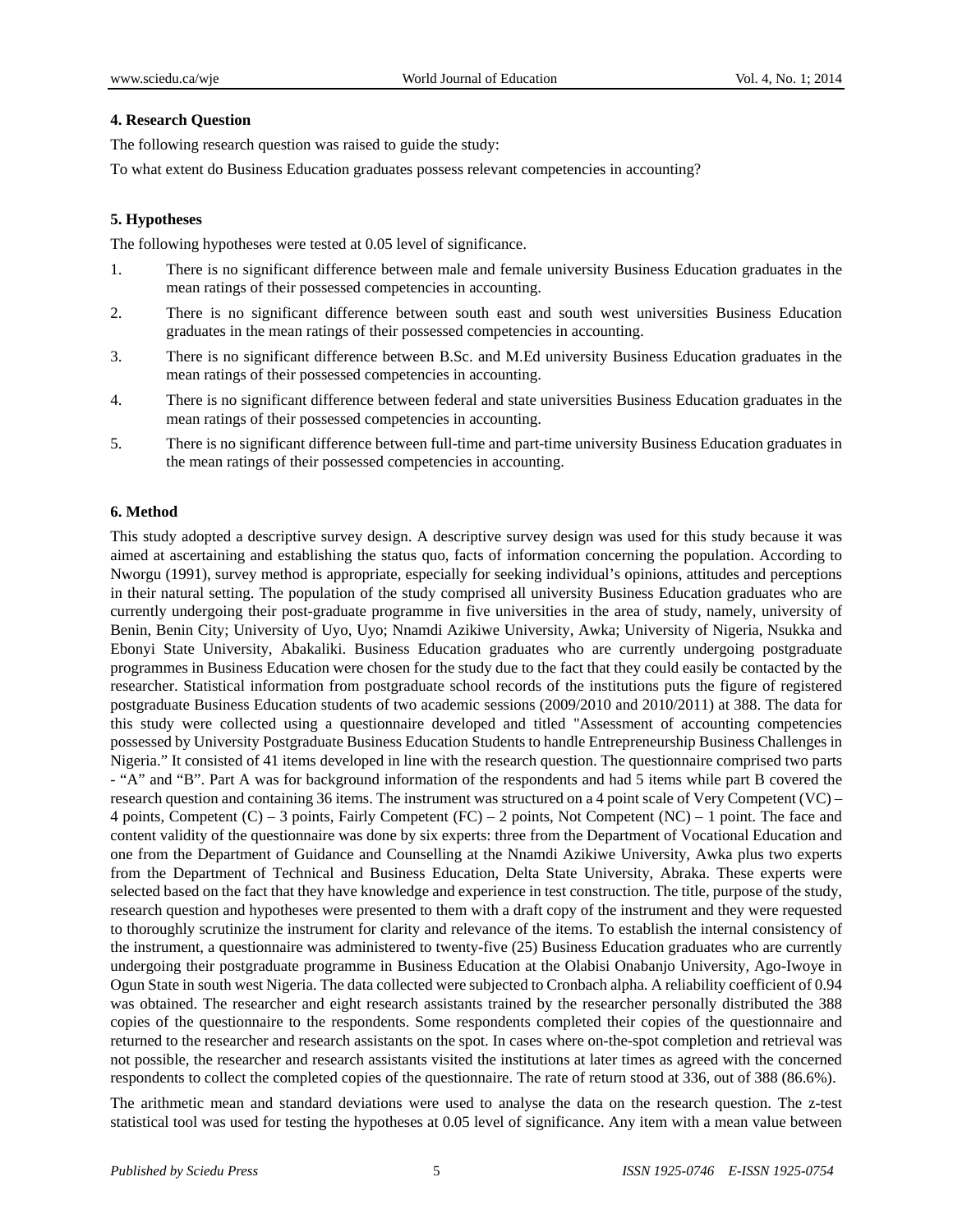## 4. Research Question

The following research question was raised to guide the study:

To what extent do Business Education graduates possess relevant competencies in accounting?

## 5. Hypotheses

The following hypotheses were tested at 0.05 level of significance.

1. There is no significant difference between male and female university Business Education graduates in the mean ratings of their possessed competencies in accounting.
2. There is no significant difference between south east and south west universities Business Education graduates in the mean ratings of their possessed competencies in accounting.
3. There is no significant difference between B.Sc. and M.Ed university Business Education graduates in the mean ratings of their possessed competencies in accounting.
4. There is no significant difference between federal and state universities Business Education graduates in the mean ratings of their possessed competencies in accounting.
5. There is no significant difference between full-time and part-time university Business Education graduates in the mean ratings of their possessed competencies in accounting.

## 6. Method

This study adopted a descriptive survey design. A descriptive survey design was used for this study because it was aimed at ascertaining and establishing the status quo, facts of information concerning the population. According to Nworgu (1991), survey method is appropriate, especially for seeking individual's opinions, attitudes and perceptions in their natural setting. The population of the study comprised all university Business Education graduates who are currently undergoing their post-graduate programme in five universities in the area of study, namely, university of Benin, Benin City; University of Uyo, Uyo; Nnamdi Azikiwe University, Awka; University of Nigeria, Nsukka and Ebonyi State University, Abakaliki. Business Education graduates who are currently undergoing postgraduate programmes in Business Education were chosen for the study due to the fact that they could easily be contacted by the researcher. Statistical information from postgraduate school records of the institutions puts the figure of registered postgraduate Business Education students of two academic sessions (2009/2010 and 2010/2011) at 388. The data for this study were collected using a questionnaire developed and titled "Assessment of accounting competencies possessed by University Postgraduate Business Education Students to handle Entrepreneurship Business Challenges in Nigeria." It consisted of 41 items developed in line with the research question. The questionnaire comprised two parts - "A" and "B". Part A was for background information of the respondents and had 5 items while part B covered the research question and containing 36 items. The instrument was structured on a 4 point scale of Very Competent (VC) – 4 points, Competent (C) – 3 points, Fairly Competent (FC) – 2 points, Not Competent (NC) – 1 point. The face and content validity of the questionnaire was done by six experts: three from the Department of Vocational Education and one from the Department of Guidance and Counselling at the Nnamdi Azikiwe University, Awka plus two experts from the Department of Technical and Business Education, Delta State University, Abraka. These experts were selected based on the fact that they have knowledge and experience in test construction. The title, purpose of the study, research question and hypotheses were presented to them with a draft copy of the instrument and they were requested to thoroughly scrutinize the instrument for clarity and relevance of the items. To establish the internal consistency of the instrument, a questionnaire was administered to twenty-five (25) Business Education graduates who are currently undergoing their postgraduate programme in Business Education at the Olabisi Onabanjo University, Ago-Iwoye in Ogun State in south west Nigeria. The data collected were subjected to Cronbach alpha. A reliability coefficient of 0.94 was obtained. The researcher and eight research assistants trained by the researcher personally distributed the 388 copies of the questionnaire to the respondents. Some respondents completed their copies of the questionnaire and returned to the researcher and research assistants on the spot. In cases where on-the-spot completion and retrieval was not possible, the researcher and research assistants visited the institutions at later times as agreed with the concerned respondents to collect the completed copies of the questionnaire. The rate of return stood at 336, out of 388 (86.6%).

The arithmetic mean and standard deviations were used to analyse the data on the research question. The z-test statistical tool was used for testing the hypotheses at 0.05 level of significance. Any item with a mean value between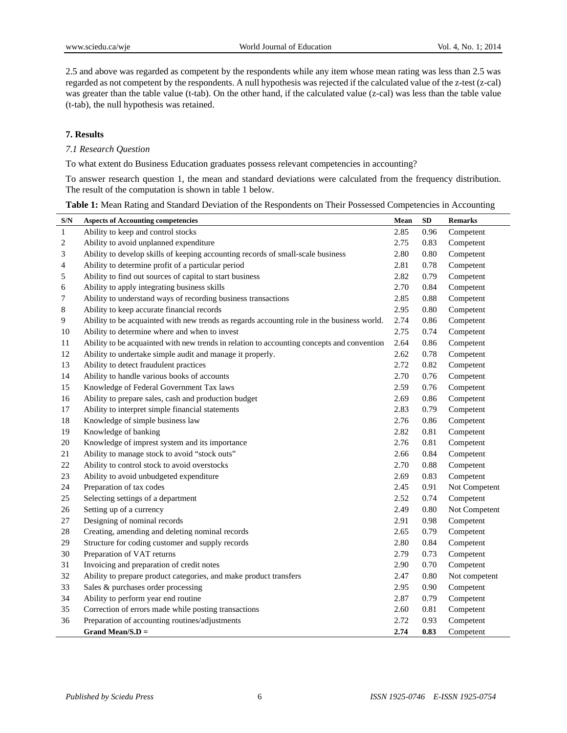2.5 and above was regarded as competent by the respondents while any item whose mean rating was less than 2.5 was regarded as not competent by the respondents. A null hypothesis was rejected if the calculated value of the z-test (z-cal) was greater than the table value (t-tab). On the other hand, if the calculated value (z-cal) was less than the table value (t-tab), the null hypothesis was retained.

## 7. Results

### *7.1 Research Question*

To what extent do Business Education graduates possess relevant competencies in accounting?

To answer research question 1, the mean and standard deviations were calculated from the frequency distribution. The result of the computation is shown in table 1 below.

**Table 1:** Mean Rating and Standard Deviation of the Respondents on Their Possessed Competencies in Accounting

| S/N | Aspects of Accounting competencies | Mean | SD | Remarks |
|---|---|---|---|---|
| 1 | Ability to keep and control stocks | 2.85 | 0.96 | Competent |
| 2 | Ability to avoid unplanned expenditure | 2.75 | 0.83 | Competent |
| 3 | Ability to develop skills of keeping accounting records of small-scale business | 2.80 | 0.80 | Competent |
| 4 | Ability to determine profit of a particular period | 2.81 | 0.78 | Competent |
| 5 | Ability to find out sources of capital to start business | 2.82 | 0.79 | Competent |
| 6 | Ability to apply integrating business skills | 2.70 | 0.84 | Competent |
| 7 | Ability to understand ways of recording business transactions | 2.85 | 0.88 | Competent |
| 8 | Ability to keep accurate financial records | 2.95 | 0.80 | Competent |
| 9 | Ability to be acquainted with new trends as regards accounting role in the business world. | 2.74 | 0.86 | Competent |
| 10 | Ability to determine where and when to invest | 2.75 | 0.74 | Competent |
| 11 | Ability to be acquainted with new trends in relation to accounting concepts and convention | 2.64 | 0.86 | Competent |
| 12 | Ability to undertake simple audit and manage it properly. | 2.62 | 0.78 | Competent |
| 13 | Ability to detect fraudulent practices | 2.72 | 0.82 | Competent |
| 14 | Ability to handle various books of accounts | 2.70 | 0.76 | Competent |
| 15 | Knowledge of Federal Government Tax laws | 2.59 | 0.76 | Competent |
| 16 | Ability to prepare sales, cash and production budget | 2.69 | 0.86 | Competent |
| 17 | Ability to interpret simple financial statements | 2.83 | 0.79 | Competent |
| 18 | Knowledge of simple business law | 2.76 | 0.86 | Competent |
| 19 | Knowledge of banking | 2.82 | 0.81 | Competent |
| 20 | Knowledge of imprest system and its importance | 2.76 | 0.81 | Competent |
| 21 | Ability to manage stock to avoid "stock outs" | 2.66 | 0.84 | Competent |
| 22 | Ability to control stock to avoid overstocks | 2.70 | 0.88 | Competent |
| 23 | Ability to avoid unbudgeted expenditure | 2.69 | 0.83 | Competent |
| 24 | Preparation of tax codes | 2.45 | 0.91 | Not Competent |
| 25 | Selecting settings of a department | 2.52 | 0.74 | Competent |
| 26 | Setting up of a currency | 2.49 | 0.80 | Not Competent |
| 27 | Designing of nominal records | 2.91 | 0.98 | Competent |
| 28 | Creating, amending and deleting nominal records | 2.65 | 0.79 | Competent |
| 29 | Structure for coding customer and supply records | 2.80 | 0.84 | Competent |
| 30 | Preparation of VAT returns | 2.79 | 0.73 | Competent |
| 31 | Invoicing and preparation of credit notes | 2.90 | 0.70 | Competent |
| 32 | Ability to prepare product categories, and make product transfers | 2.47 | 0.80 | Not competent |
| 33 | Sales & purchases order processing | 2.95 | 0.90 | Competent |
| 34 | Ability to perform year end routine | 2.87 | 0.79 | Competent |
| 35 | Correction of errors made while posting transactions | 2.60 | 0.81 | Competent |
| 36 | Preparation of accounting routines/adjustments | 2.72 | 0.93 | Competent |
| | **Grand Mean/S.D =** | **2.74** | **0.83** | Competent |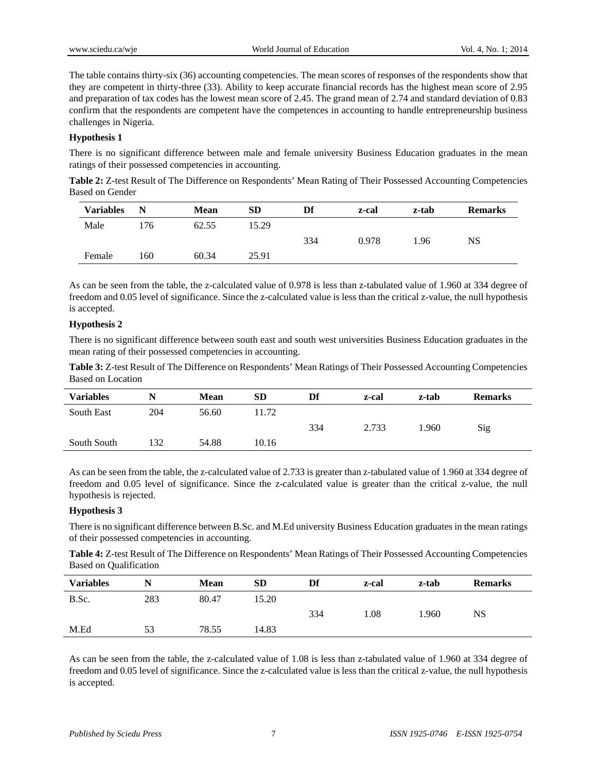The table contains thirty-six (36) accounting competencies. The mean scores of responses of the respondents show that they are competent in thirty-three (33). Ability to keep accurate financial records has the highest mean score of 2.95 and preparation of tax codes has the lowest mean score of 2.45. The grand mean of 2.74 and standard deviation of 0.83 confirm that the respondents are competent have the competences in accounting to handle entrepreneurship business challenges in Nigeria.

**Hypothesis 1**

There is no significant difference between male and female university Business Education graduates in the mean ratings of their possessed competencies in accounting.

**Table 2:** Z-test Result of The Difference on Respondents' Mean Rating of Their Possessed Accounting Competencies Based on Gender

| Variables | N | Mean | SD | Df | z-cal | z-tab | Remarks |
|---|---|---|---|---|---|---|---|
| Male | 176 | 62.55 | 15.29 | | | | |
| | | | | 334 | 0.978 | 1.96 | NS |
| Female | 160 | 60.34 | 25.91 | | | | |

As can be seen from the table, the z-calculated value of 0.978 is less than z-tabulated value of 1.960 at 334 degree of freedom and 0.05 level of significance. Since the z-calculated value is less than the critical z-value, the null hypothesis is accepted.

**Hypothesis 2**

There is no significant difference between south east and south west universities Business Education graduates in the mean rating of their possessed competencies in accounting.

**Table 3:** Z-test Result of The Difference on Respondents' Mean Ratings of Their Possessed Accounting Competencies Based on Location

| Variables | N | Mean | SD | Df | z-cal | z-tab | Remarks |
|---|---|---|---|---|---|---|---|
| South East | 204 | 56.60 | 11.72 | | | | |
| | | | | 334 | 2.733 | 1.960 | Sig |
| South South | 132 | 54.88 | 10.16 | | | | |

As can be seen from the table, the z-calculated value of 2.733 is greater than z-tabulated value of 1.960 at 334 degree of freedom and 0.05 level of significance. Since the z-calculated value is greater than the critical z-value, the null hypothesis is rejected.

**Hypothesis 3**

There is no significant difference between B.Sc. and M.Ed university Business Education graduates in the mean ratings of their possessed competencies in accounting.

**Table 4:** Z-test Result of The Difference on Respondents' Mean Ratings of Their Possessed Accounting Competencies Based on Qualification

| Variables | N | Mean | SD | Df | z-cal | z-tab | Remarks |
|---|---|---|---|---|---|---|---|
| B.Sc. | 283 | 80.47 | 15.20 | | | | |
| | | | | 334 | 1.08 | 1.960 | NS |
| M.Ed | 53 | 78.55 | 14.83 | | | | |

As can be seen from the table, the z-calculated value of 1.08 is less than z-tabulated value of 1.960 at 334 degree of freedom and 0.05 level of significance. Since the z-calculated value is less than the critical z-value, the null hypothesis is accepted.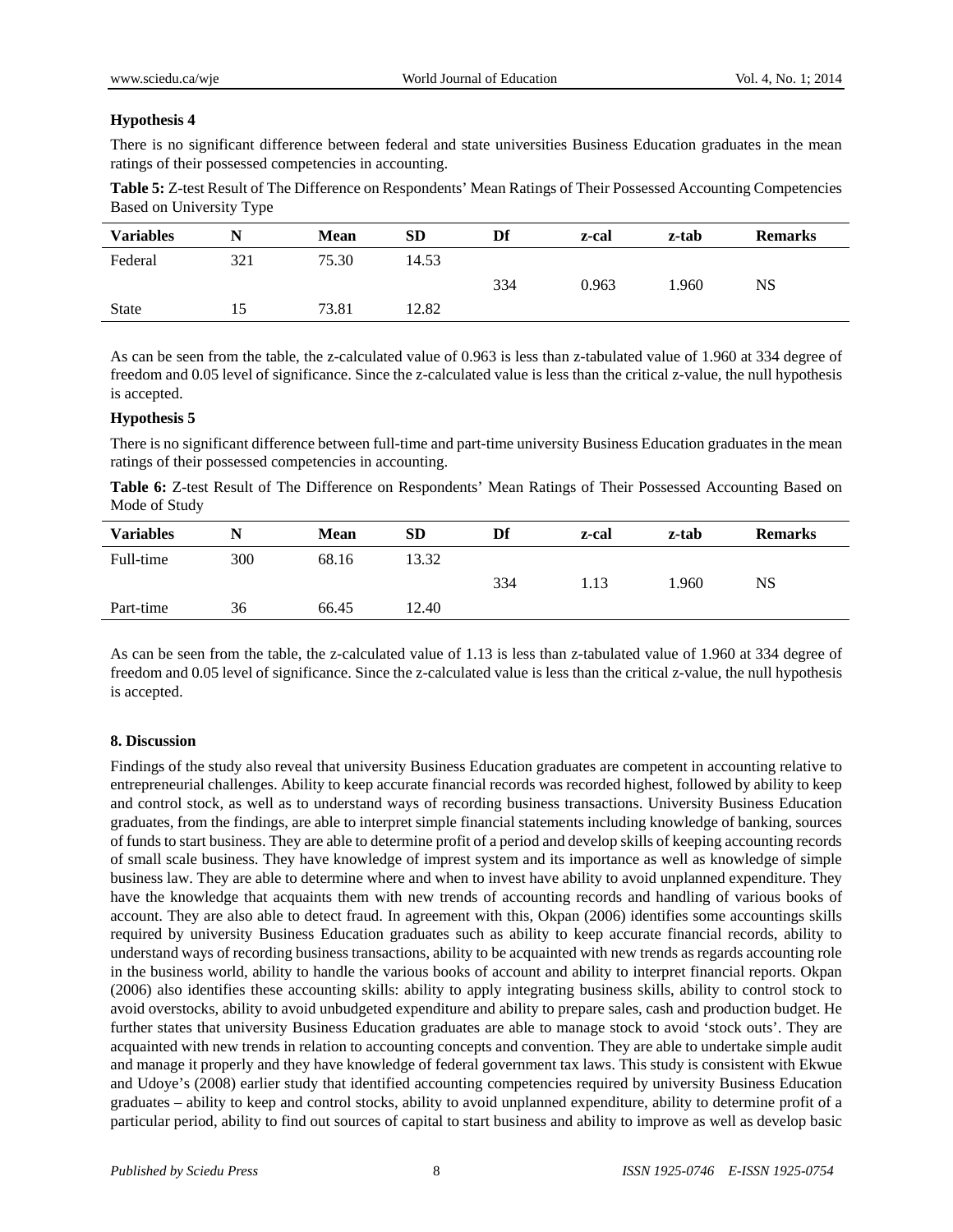**Hypothesis 4**

There is no significant difference between federal and state universities Business Education graduates in the mean ratings of their possessed competencies in accounting.

**Table 5:** Z-test Result of The Difference on Respondents' Mean Ratings of Their Possessed Accounting Competencies Based on University Type

| Variables | N | Mean | SD | Df | z-cal | z-tab | Remarks |
|---|---|---|---|---|---|---|---|
| Federal | 321 | 75.30 | 14.53 | | | | |
| | | | | 334 | 0.963 | 1.960 | NS |
| State | 15 | 73.81 | 12.82 | | | | |

As can be seen from the table, the z-calculated value of 0.963 is less than z-tabulated value of 1.960 at 334 degree of freedom and 0.05 level of significance. Since the z-calculated value is less than the critical z-value, the null hypothesis is accepted.

**Hypothesis 5**

There is no significant difference between full-time and part-time university Business Education graduates in the mean ratings of their possessed competencies in accounting.

**Table 6:** Z-test Result of The Difference on Respondents' Mean Ratings of Their Possessed Accounting Based on Mode of Study

| Variables | N | Mean | SD | Df | z-cal | z-tab | Remarks |
|---|---|---|---|---|---|---|---|
| Full-time | 300 | 68.16 | 13.32 | | | | |
| | | | | 334 | 1.13 | 1.960 | NS |
| Part-time | 36 | 66.45 | 12.40 | | | | |

As can be seen from the table, the z-calculated value of 1.13 is less than z-tabulated value of 1.960 at 334 degree of freedom and 0.05 level of significance. Since the z-calculated value is less than the critical z-value, the null hypothesis is accepted.

## 8. Discussion

Findings of the study also reveal that university Business Education graduates are competent in accounting relative to entrepreneurial challenges. Ability to keep accurate financial records was recorded highest, followed by ability to keep and control stock, as well as to understand ways of recording business transactions. University Business Education graduates, from the findings, are able to interpret simple financial statements including knowledge of banking, sources of funds to start business. They are able to determine profit of a period and develop skills of keeping accounting records of small scale business. They have knowledge of imprest system and its importance as well as knowledge of simple business law. They are able to determine where and when to invest have ability to avoid unplanned expenditure. They have the knowledge that acquaints them with new trends of accounting records and handling of various books of account. They are also able to detect fraud. In agreement with this, Okpan (2006) identifies some accountings skills required by university Business Education graduates such as ability to keep accurate financial records, ability to understand ways of recording business transactions, ability to be acquainted with new trends as regards accounting role in the business world, ability to handle the various books of account and ability to interpret financial reports. Okpan (2006) also identifies these accounting skills: ability to apply integrating business skills, ability to control stock to avoid overstocks, ability to avoid unbudgeted expenditure and ability to prepare sales, cash and production budget. He further states that university Business Education graduates are able to manage stock to avoid 'stock outs'. They are acquainted with new trends in relation to accounting concepts and convention. They are able to undertake simple audit and manage it properly and they have knowledge of federal government tax laws. This study is consistent with Ekwue and Udoye's (2008) earlier study that identified accounting competencies required by university Business Education graduates – ability to keep and control stocks, ability to avoid unplanned expenditure, ability to determine profit of a particular period, ability to find out sources of capital to start business and ability to improve as well as develop basic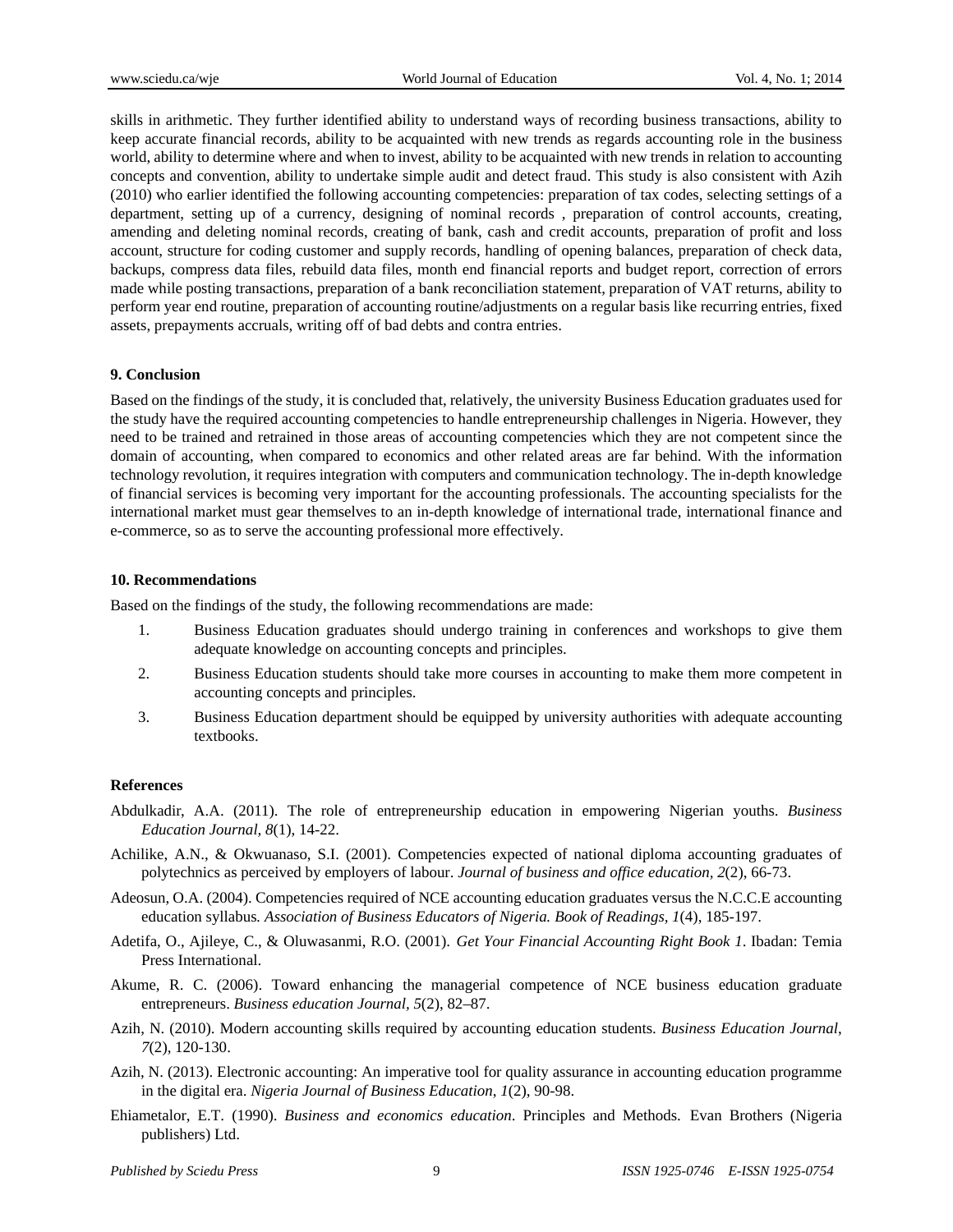skills in arithmetic. They further identified ability to understand ways of recording business transactions, ability to keep accurate financial records, ability to be acquainted with new trends as regards accounting role in the business world, ability to determine where and when to invest, ability to be acquainted with new trends in relation to accounting concepts and convention, ability to undertake simple audit and detect fraud. This study is also consistent with Azih (2010) who earlier identified the following accounting competencies: preparation of tax codes, selecting settings of a department, setting up of a currency, designing of nominal records , preparation of control accounts, creating, amending and deleting nominal records, creating of bank, cash and credit accounts, preparation of profit and loss account, structure for coding customer and supply records, handling of opening balances, preparation of check data, backups, compress data files, rebuild data files, month end financial reports and budget report, correction of errors made while posting transactions, preparation of a bank reconciliation statement, preparation of VAT returns, ability to perform year end routine, preparation of accounting routine/adjustments on a regular basis like recurring entries, fixed assets, prepayments accruals, writing off of bad debts and contra entries.

## 9. Conclusion

Based on the findings of the study, it is concluded that, relatively, the university Business Education graduates used for the study have the required accounting competencies to handle entrepreneurship challenges in Nigeria. However, they need to be trained and retrained in those areas of accounting competencies which they are not competent since the domain of accounting, when compared to economics and other related areas are far behind. With the information technology revolution, it requires integration with computers and communication technology. The in-depth knowledge of financial services is becoming very important for the accounting professionals. The accounting specialists for the international market must gear themselves to an in-depth knowledge of international trade, international finance and e-commerce, so as to serve the accounting professional more effectively.

## 10. Recommendations

Based on the findings of the study, the following recommendations are made:

1. Business Education graduates should undergo training in conferences and workshops to give them adequate knowledge on accounting concepts and principles.
2. Business Education students should take more courses in accounting to make them more competent in accounting concepts and principles.
3. Business Education department should be equipped by university authorities with adequate accounting textbooks.

## References

Abdulkadir, A.A. (2011). The role of entrepreneurship education in empowering Nigerian youths. *Business Education Journal, 8*(1), 14-22.

Achilike, A.N., & Okwuanaso, S.I. (2001). Competencies expected of national diploma accounting graduates of polytechnics as perceived by employers of labour. *Journal of business and office education, 2*(2), 66-73.

Adeosun, O.A. (2004). Competencies required of NCE accounting education graduates versus the N.C.C.E accounting education syllabus. *Association of Business Educators of Nigeria. Book of Readings, 1*(4), 185-197.

Adetifa, O., Ajileye, C., & Oluwasanmi, R.O. (2001). *Get Your Financial Accounting Right Book 1*. Ibadan: Temia Press International.

Akume, R. C. (2006). Toward enhancing the managerial competence of NCE business education graduate entrepreneurs. *Business education Journal, 5*(2), 82–87.

Azih, N. (2010). Modern accounting skills required by accounting education students. *Business Education Journal, 7*(2), 120-130.

Azih, N. (2013). Electronic accounting: An imperative tool for quality assurance in accounting education programme in the digital era. *Nigeria Journal of Business Education, 1*(2), 90-98.

Ehiametalor, E.T. (1990). *Business and economics education*. Principles and Methods. Evan Brothers (Nigeria publishers) Ltd.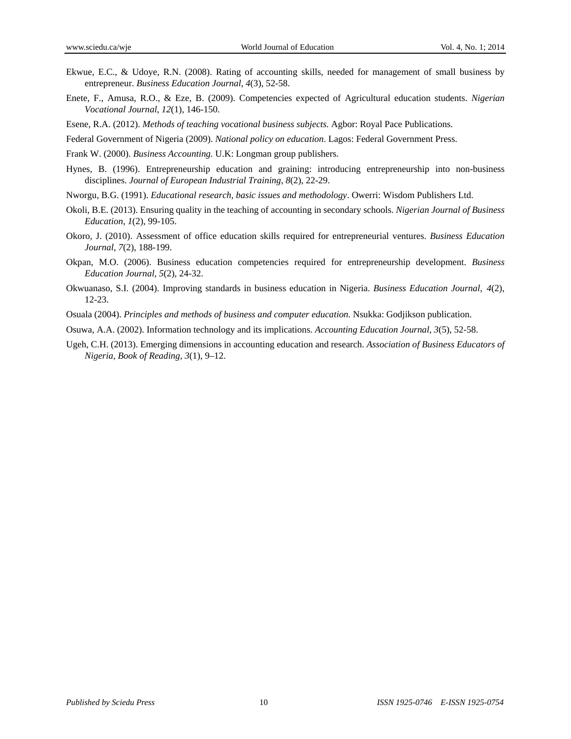Ekwue, E.C., & Udoye, R.N. (2008). Rating of accounting skills, needed for management of small business by entrepreneur. *Business Education Journal, 4*(3), 52-58.

Enete, F., Amusa, R.O., & Eze, B. (2009). Competencies expected of Agricultural education students. *Nigerian Vocational Journal*, *12*(1), 146-150.

Esene, R.A. (2012). *Methods of teaching vocational business subjects.* Agbor: Royal Pace Publications.

Federal Government of Nigeria (2009). *National policy on education*. Lagos: Federal Government Press.

Frank W. (2000). *Business Accounting.* U.K: Longman group publishers.

Hynes, B. (1996). Entrepreneurship education and graining: introducing entrepreneurship into non-business disciplines. *Journal of European Industrial Training, 8*(2), 22-29.

Nworgu, B.G. (1991). *Educational research, basic issues and methodology*. Owerri: Wisdom Publishers Ltd.

Okoli, B.E. (2013). Ensuring quality in the teaching of accounting in secondary schools. *Nigerian Journal of Business Education, 1*(2), 99-105.

Okoro, J. (2010). Assessment of office education skills required for entrepreneurial ventures. *Business Education Journal*, *7*(2), 188-199.

Okpan, M.O. (2006). Business education competencies required for entrepreneurship development. *Business Education Journal, 5*(2), 24-32.

Okwuanaso, S.I. (2004). Improving standards in business education in Nigeria. *Business Education Journal*, *4*(2), 12-23.

Osuala (2004). *Principles and methods of business and computer education*. Nsukka: Godjikson publication.

Osuwa, A.A. (2002). Information technology and its implications. *Accounting Education Journal, 3*(5), 52-58.

Ugeh, C.H. (2013). Emerging dimensions in accounting education and research. *Association of Business Educators of Nigeria, Book of Reading, 3*(1), 9–12.